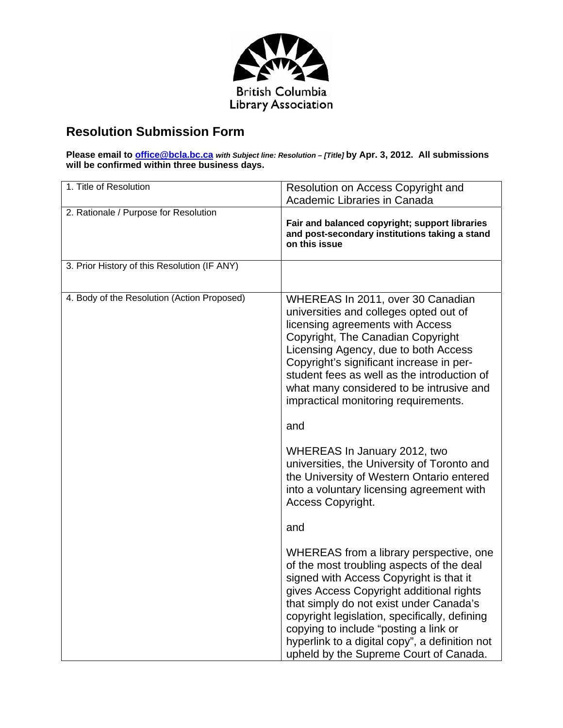British Columbia Library Association

# Resolution Submission Form

**Please email to office@bcla.bc.ca** ***with Subject line: Resolution – [Title]*** **by Apr. 3, 2012. All submissions will be confirmed within three business days.**

| | |
|---|---|
| 1. Title of Resolution | Resolution on Access Copyright and Academic Libraries in Canada |
| 2. Rationale / Purpose for Resolution | **Fair and balanced copyright; support libraries and post-secondary institutions taking a stand on this issue** |
| 3. Prior History of this Resolution (IF ANY) | |
| 4. Body of the Resolution (Action Proposed) | WHEREAS In 2011, over 30 Canadian universities and colleges opted out of licensing agreements with Access Copyright, The Canadian Copyright Licensing Agency, due to both Access Copyright's significant increase in per-student fees as well as the introduction of what many considered to be intrusive and impractical monitoring requirements.<br><br>and<br><br>WHEREAS In January 2012, two universities, the University of Toronto and the University of Western Ontario entered into a voluntary licensing agreement with Access Copyright.<br><br>and<br><br>WHEREAS from a library perspective, one of the most troubling aspects of the deal signed with Access Copyright is that it gives Access Copyright additional rights that simply do not exist under Canada's copyright legislation, specifically, defining copying to include "posting a link or hyperlink to a digital copy", a definition not upheld by the Supreme Court of Canada. |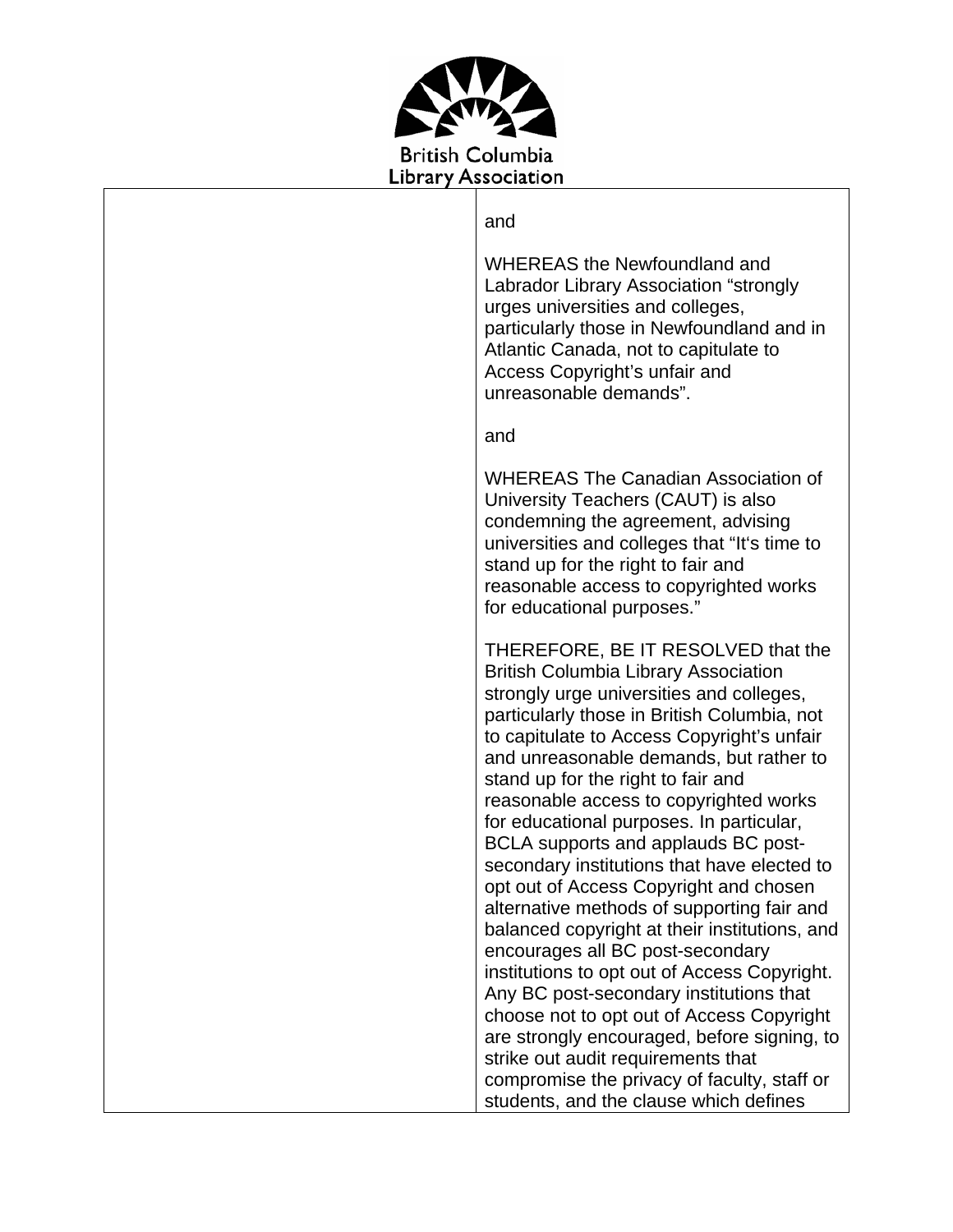| | and<br><br>WHEREAS the Newfoundland and Labrador Library Association "strongly urges universities and colleges, particularly those in Newfoundland and in Atlantic Canada, not to capitulate to Access Copyright's unfair and unreasonable demands".<br><br>and<br><br>WHEREAS The Canadian Association of University Teachers (CAUT) is also condemning the agreement, advising universities and colleges that "It's time to stand up for the right to fair and reasonable access to copyrighted works for educational purposes."<br><br>THEREFORE, BE IT RESOLVED that the British Columbia Library Association strongly urge universities and colleges, particularly those in British Columbia, not to capitulate to Access Copyright's unfair and unreasonable demands, but rather to stand up for the right to fair and reasonable access to copyrighted works for educational purposes. In particular, BCLA supports and applauds BC post-secondary institutions that have elected to opt out of Access Copyright and chosen alternative methods of supporting fair and balanced copyright at their institutions, and encourages all BC post-secondary institutions to opt out of Access Copyright. Any BC post-secondary institutions that choose not to opt out of Access Copyright are strongly encouraged, before signing, to strike out audit requirements that compromise the privacy of faculty, staff or students, and the clause which defines |
|---|---|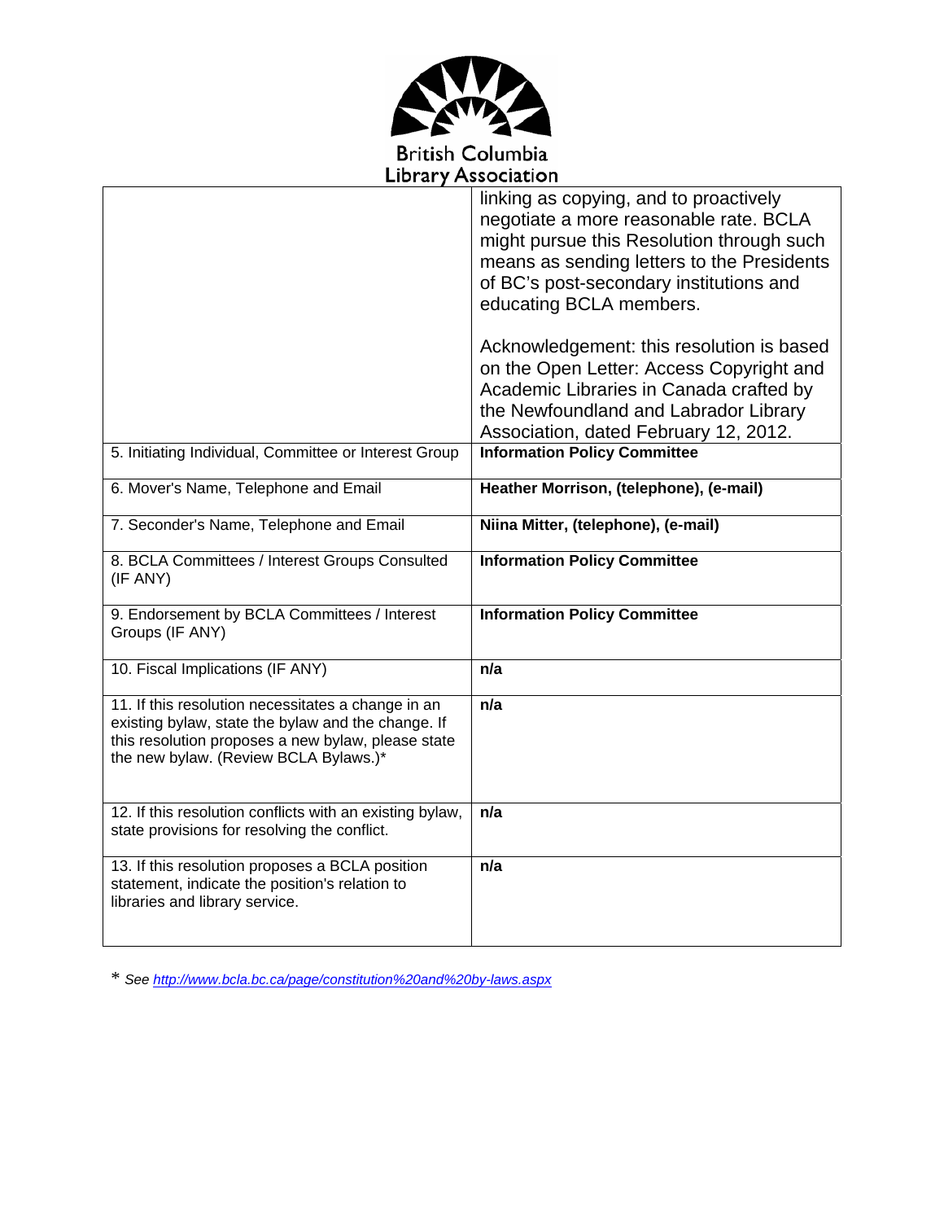British Columbia Library Association

| | |
|---|---|
| | linking as copying, and to proactively negotiate a more reasonable rate. BCLA might pursue this Resolution through such means as sending letters to the Presidents of BC's post-secondary institutions and educating BCLA members.<br><br>Acknowledgement: this resolution is based on the Open Letter: Access Copyright and Academic Libraries in Canada crafted by the Newfoundland and Labrador Library Association, dated February 12, 2012. |
| 5. Initiating Individual, Committee or Interest Group | **Information Policy Committee** |
| 6. Mover's Name, Telephone and Email | **Heather Morrison, (telephone), (e-mail)** |
| 7. Seconder's Name, Telephone and Email | **Niina Mitter, (telephone), (e-mail)** |
| 8. BCLA Committees / Interest Groups Consulted (IF ANY) | **Information Policy Committee** |
| 9. Endorsement by BCLA Committees / Interest Groups (IF ANY) | **Information Policy Committee** |
| 10. Fiscal Implications (IF ANY) | **n/a** |
| 11. If this resolution necessitates a change in an existing bylaw, state the bylaw and the change. If this resolution proposes a new bylaw, please state the new bylaw. (Review BCLA Bylaws.)* | **n/a** |
| 12. If this resolution conflicts with an existing bylaw, state provisions for resolving the conflict. | **n/a** |
| 13. If this resolution proposes a BCLA position statement, indicate the position's relation to libraries and library service. | **n/a** |

\* *See http://www.bcla.bc.ca/page/constitution%20and%20by-laws.aspx*